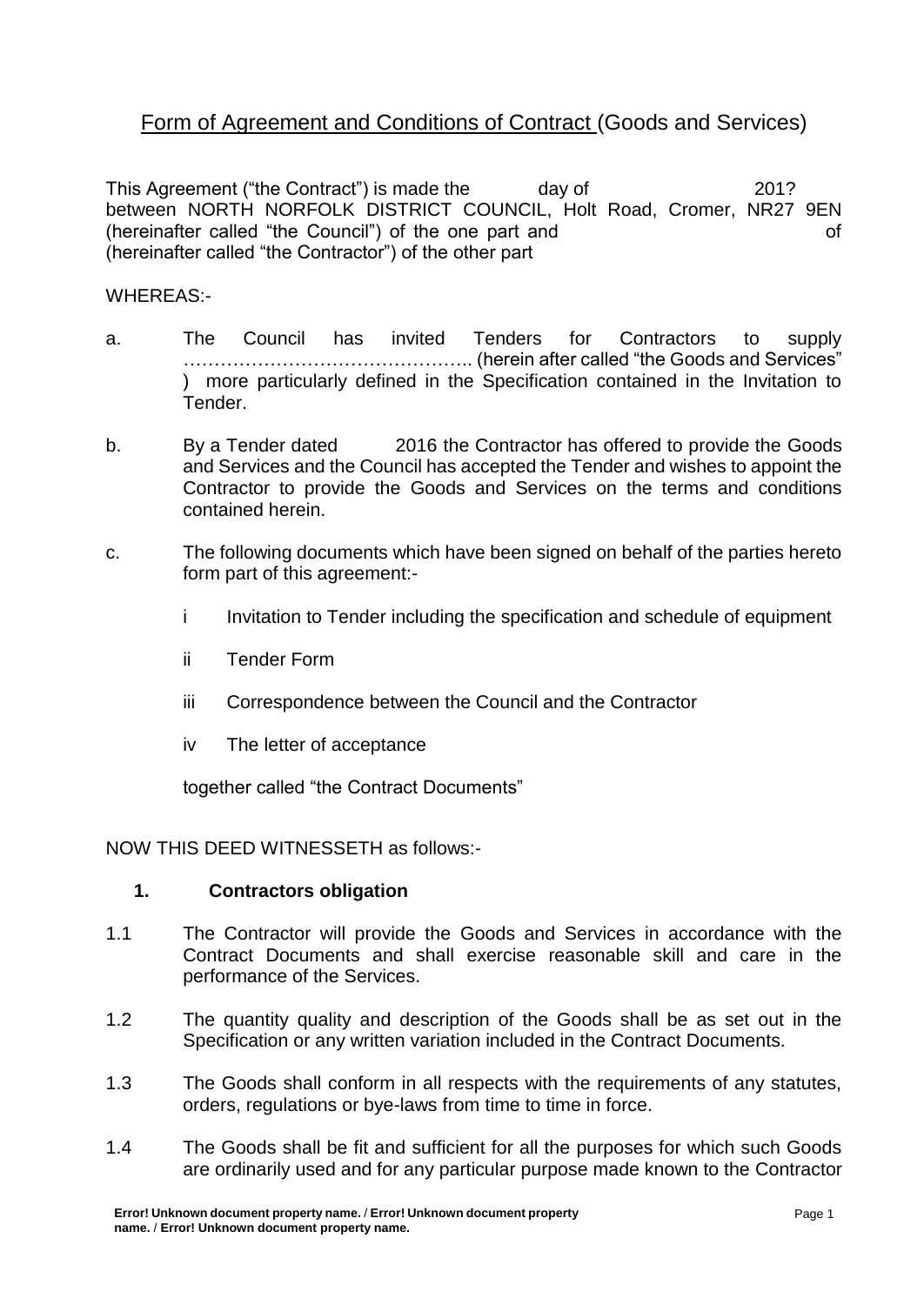# Form of Agreement and Conditions of Contract (Goods and Services)

This Agreement ("the Contract") is made the day of 201? between NORTH NORFOLK DISTRICT COUNCIL, Holt Road, Cromer, NR27 9EN (hereinafter called "the Council") of the one part and of (hereinafter called "the Contractor") of the other part

WHEREAS:-

a. The Council has invited Tenders for Contractors to supply ……………………………………….. (herein after called "the Goods and Services" ) more particularly defined in the Specification contained in the Invitation to Tender.

b. By a Tender dated 2016 the Contractor has offered to provide the Goods and Services and the Council has accepted the Tender and wishes to appoint the Contractor to provide the Goods and Services on the terms and conditions contained herein.

c. The following documents which have been signed on behalf of the parties hereto form part of this agreement:-

   i Invitation to Tender including the specification and schedule of equipment

   ii Tender Form

   iii Correspondence between the Council and the Contractor

   iv The letter of acceptance

   together called "the Contract Documents"

NOW THIS DEED WITNESSETH as follows:-

## 1. Contractors obligation

1.1 The Contractor will provide the Goods and Services in accordance with the Contract Documents and shall exercise reasonable skill and care in the performance of the Services.

1.2 The quantity quality and description of the Goods shall be as set out in the Specification or any written variation included in the Contract Documents.

1.3 The Goods shall conform in all respects with the requirements of any statutes, orders, regulations or bye-laws from time to time in force.

1.4 The Goods shall be fit and sufficient for all the purposes for which such Goods are ordinarily used and for any particular purpose made known to the Contractor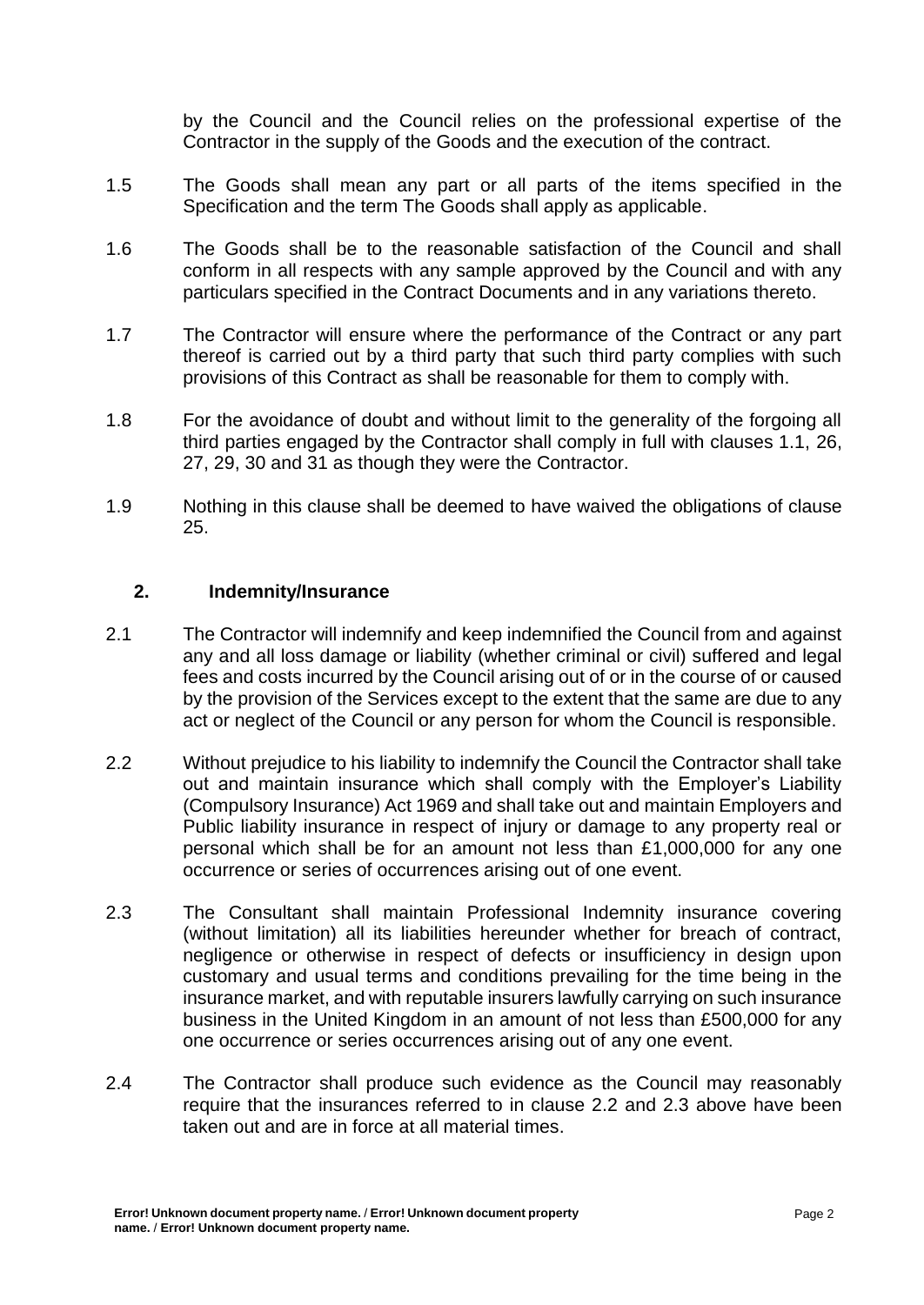by the Council and the Council relies on the professional expertise of the Contractor in the supply of the Goods and the execution of the contract.

1.5 The Goods shall mean any part or all parts of the items specified in the Specification and the term The Goods shall apply as applicable.

1.6 The Goods shall be to the reasonable satisfaction of the Council and shall conform in all respects with any sample approved by the Council and with any particulars specified in the Contract Documents and in any variations thereto.

1.7 The Contractor will ensure where the performance of the Contract or any part thereof is carried out by a third party that such third party complies with such provisions of this Contract as shall be reasonable for them to comply with.

1.8 For the avoidance of doubt and without limit to the generality of the forgoing all third parties engaged by the Contractor shall comply in full with clauses 1.1, 26, 27, 29, 30 and 31 as though they were the Contractor.

1.9 Nothing in this clause shall be deemed to have waived the obligations of clause 25.

## 2. Indemnity/Insurance

2.1 The Contractor will indemnify and keep indemnified the Council from and against any and all loss damage or liability (whether criminal or civil) suffered and legal fees and costs incurred by the Council arising out of or in the course of or caused by the provision of the Services except to the extent that the same are due to any act or neglect of the Council or any person for whom the Council is responsible.

2.2 Without prejudice to his liability to indemnify the Council the Contractor shall take out and maintain insurance which shall comply with the Employer's Liability (Compulsory Insurance) Act 1969 and shall take out and maintain Employers and Public liability insurance in respect of injury or damage to any property real or personal which shall be for an amount not less than £1,000,000 for any one occurrence or series of occurrences arising out of one event.

2.3 The Consultant shall maintain Professional Indemnity insurance covering (without limitation) all its liabilities hereunder whether for breach of contract, negligence or otherwise in respect of defects or insufficiency in design upon customary and usual terms and conditions prevailing for the time being in the insurance market, and with reputable insurers lawfully carrying on such insurance business in the United Kingdom in an amount of not less than £500,000 for any one occurrence or series occurrences arising out of any one event.

2.4 The Contractor shall produce such evidence as the Council may reasonably require that the insurances referred to in clause 2.2 and 2.3 above have been taken out and are in force at all material times.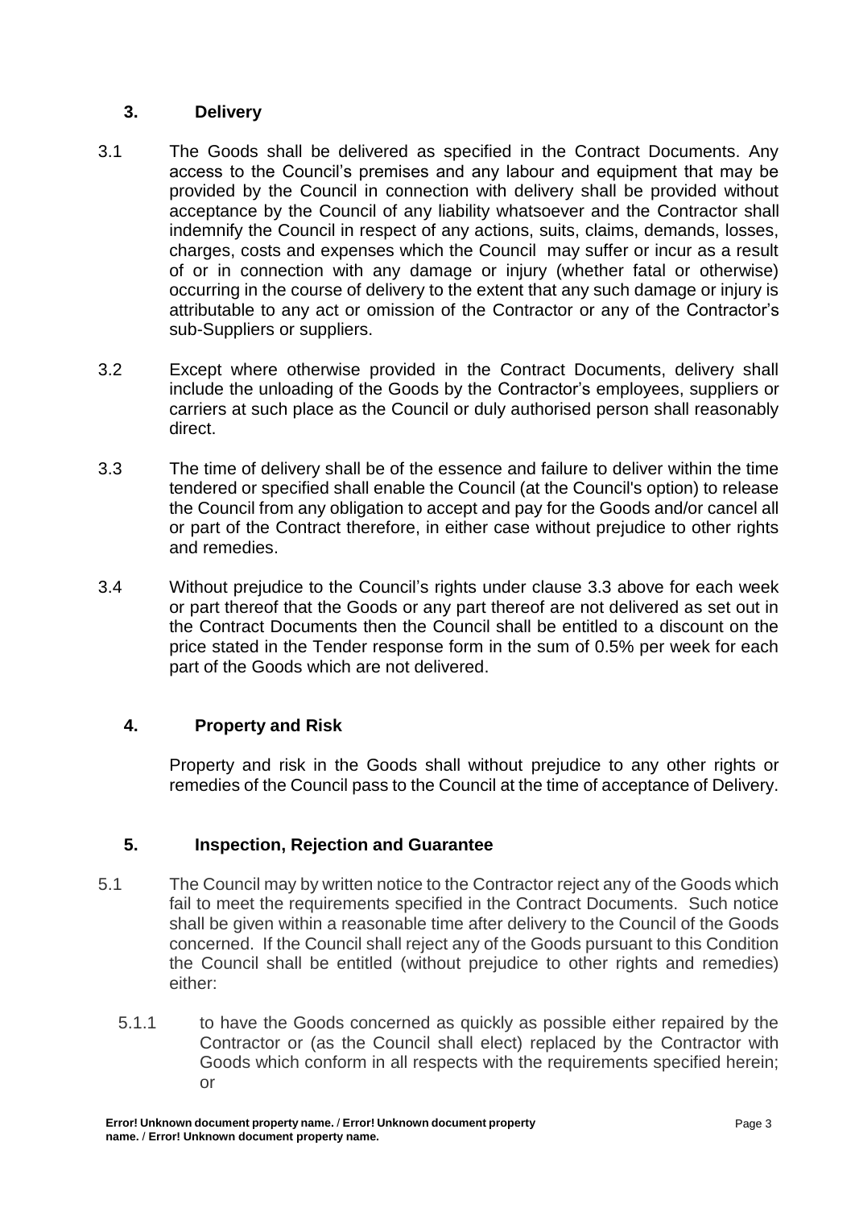## 3. Delivery

3.1 The Goods shall be delivered as specified in the Contract Documents. Any access to the Council's premises and any labour and equipment that may be provided by the Council in connection with delivery shall be provided without acceptance by the Council of any liability whatsoever and the Contractor shall indemnify the Council in respect of any actions, suits, claims, demands, losses, charges, costs and expenses which the Council may suffer or incur as a result of or in connection with any damage or injury (whether fatal or otherwise) occurring in the course of delivery to the extent that any such damage or injury is attributable to any act or omission of the Contractor or any of the Contractor's sub-Suppliers or suppliers.

3.2 Except where otherwise provided in the Contract Documents, delivery shall include the unloading of the Goods by the Contractor's employees, suppliers or carriers at such place as the Council or duly authorised person shall reasonably direct.

3.3 The time of delivery shall be of the essence and failure to deliver within the time tendered or specified shall enable the Council (at the Council's option) to release the Council from any obligation to accept and pay for the Goods and/or cancel all or part of the Contract therefore, in either case without prejudice to other rights and remedies.

3.4 Without prejudice to the Council's rights under clause 3.3 above for each week or part thereof that the Goods or any part thereof are not delivered as set out in the Contract Documents then the Council shall be entitled to a discount on the price stated in the Tender response form in the sum of 0.5% per week for each part of the Goods which are not delivered.

## 4. Property and Risk

Property and risk in the Goods shall without prejudice to any other rights or remedies of the Council pass to the Council at the time of acceptance of Delivery.

## 5. Inspection, Rejection and Guarantee

5.1 The Council may by written notice to the Contractor reject any of the Goods which fail to meet the requirements specified in the Contract Documents. Such notice shall be given within a reasonable time after delivery to the Council of the Goods concerned. If the Council shall reject any of the Goods pursuant to this Condition the Council shall be entitled (without prejudice to other rights and remedies) either:

5.1.1 to have the Goods concerned as quickly as possible either repaired by the Contractor or (as the Council shall elect) replaced by the Contractor with Goods which conform in all respects with the requirements specified herein; or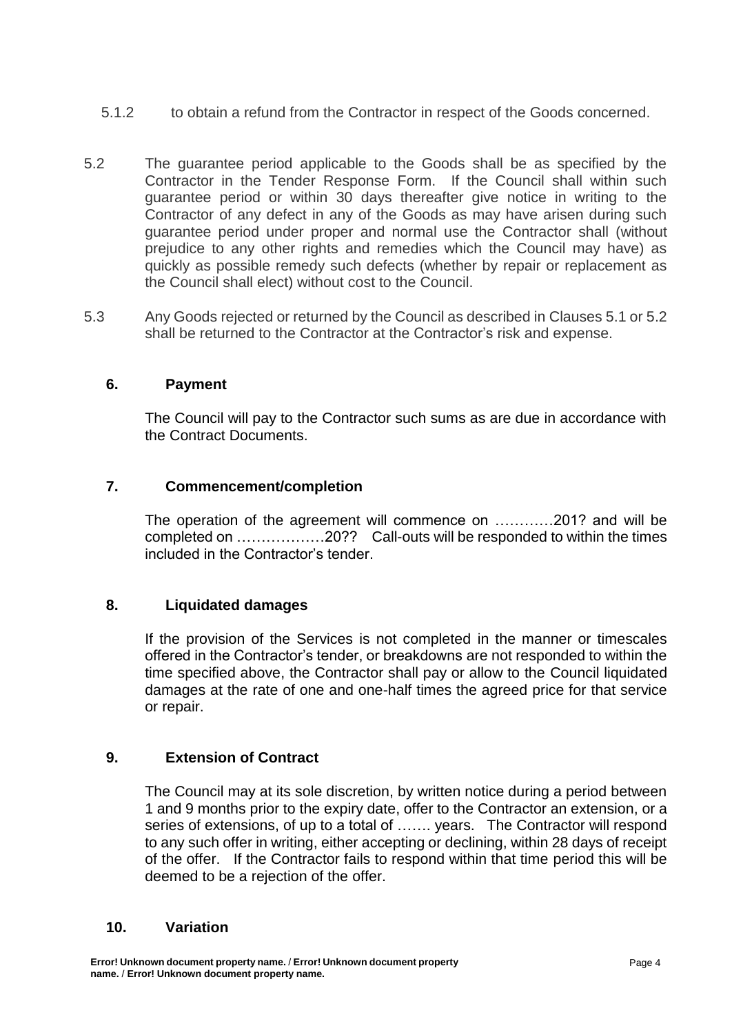5.1.2 to obtain a refund from the Contractor in respect of the Goods concerned.

5.2 The guarantee period applicable to the Goods shall be as specified by the Contractor in the Tender Response Form. If the Council shall within such guarantee period or within 30 days thereafter give notice in writing to the Contractor of any defect in any of the Goods as may have arisen during such guarantee period under proper and normal use the Contractor shall (without prejudice to any other rights and remedies which the Council may have) as quickly as possible remedy such defects (whether by repair or replacement as the Council shall elect) without cost to the Council.

5.3 Any Goods rejected or returned by the Council as described in Clauses 5.1 or 5.2 shall be returned to the Contractor at the Contractor's risk and expense.

## 6. Payment

The Council will pay to the Contractor such sums as are due in accordance with the Contract Documents.

## 7. Commencement/completion

The operation of the agreement will commence on …………201? and will be completed on ………………20?? Call-outs will be responded to within the times included in the Contractor's tender.

## 8. Liquidated damages

If the provision of the Services is not completed in the manner or timescales offered in the Contractor's tender, or breakdowns are not responded to within the time specified above, the Contractor shall pay or allow to the Council liquidated damages at the rate of one and one-half times the agreed price for that service or repair.

## 9. Extension of Contract

The Council may at its sole discretion, by written notice during a period between 1 and 9 months prior to the expiry date, offer to the Contractor an extension, or a series of extensions, of up to a total of ……. years. The Contractor will respond to any such offer in writing, either accepting or declining, within 28 days of receipt of the offer. If the Contractor fails to respond within that time period this will be deemed to be a rejection of the offer.

## 10. Variation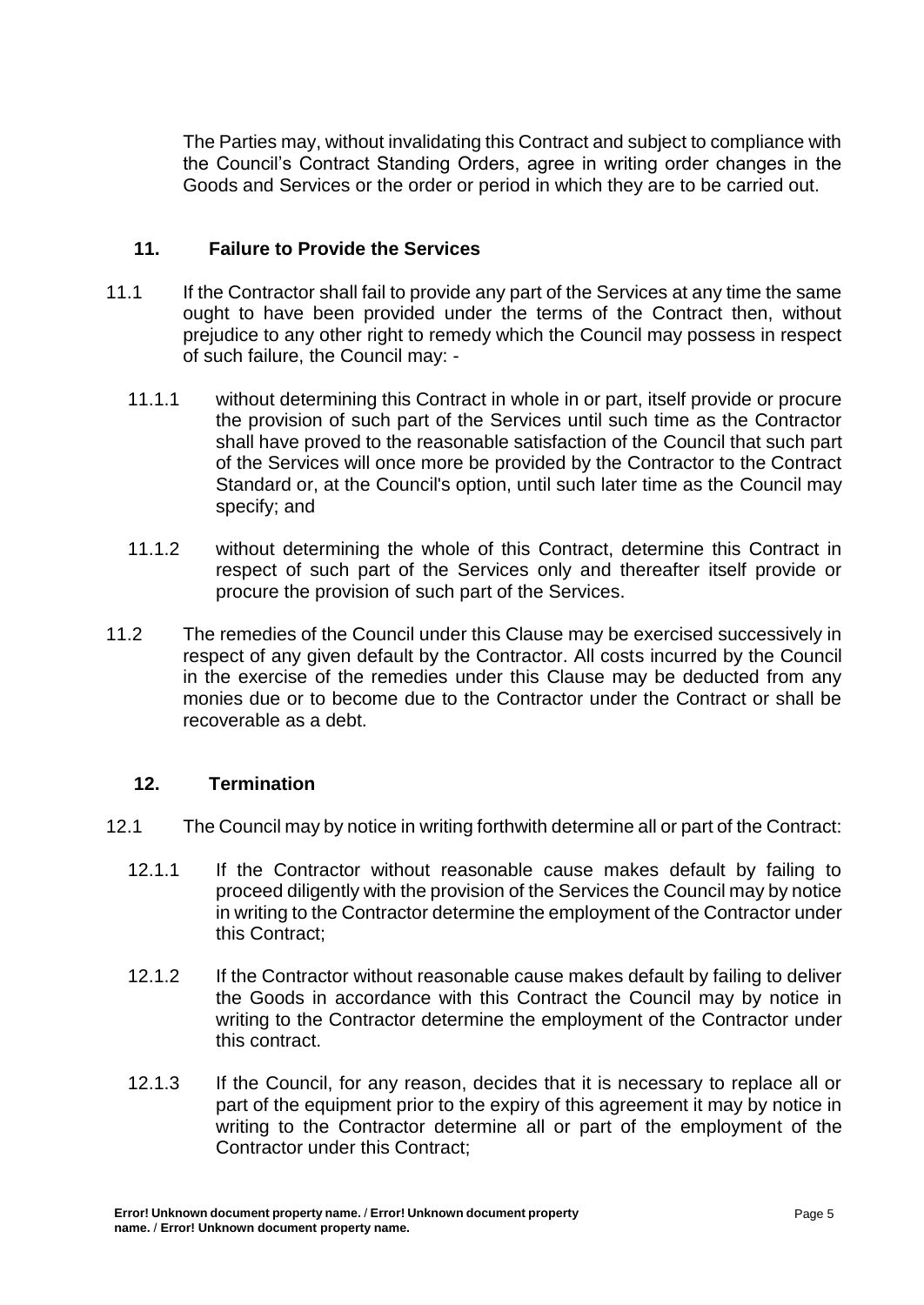The Parties may, without invalidating this Contract and subject to compliance with the Council's Contract Standing Orders, agree in writing order changes in the Goods and Services or the order or period in which they are to be carried out.

## 11. Failure to Provide the Services

11.1 If the Contractor shall fail to provide any part of the Services at any time the same ought to have been provided under the terms of the Contract then, without prejudice to any other right to remedy which the Council may possess in respect of such failure, the Council may: -

11.1.1 without determining this Contract in whole in or part, itself provide or procure the provision of such part of the Services until such time as the Contractor shall have proved to the reasonable satisfaction of the Council that such part of the Services will once more be provided by the Contractor to the Contract Standard or, at the Council's option, until such later time as the Council may specify; and

11.1.2 without determining the whole of this Contract, determine this Contract in respect of such part of the Services only and thereafter itself provide or procure the provision of such part of the Services.

11.2 The remedies of the Council under this Clause may be exercised successively in respect of any given default by the Contractor. All costs incurred by the Council in the exercise of the remedies under this Clause may be deducted from any monies due or to become due to the Contractor under the Contract or shall be recoverable as a debt.

## 12. Termination

12.1 The Council may by notice in writing forthwith determine all or part of the Contract:

12.1.1 If the Contractor without reasonable cause makes default by failing to proceed diligently with the provision of the Services the Council may by notice in writing to the Contractor determine the employment of the Contractor under this Contract;

12.1.2 If the Contractor without reasonable cause makes default by failing to deliver the Goods in accordance with this Contract the Council may by notice in writing to the Contractor determine the employment of the Contractor under this contract.

12.1.3 If the Council, for any reason, decides that it is necessary to replace all or part of the equipment prior to the expiry of this agreement it may by notice in writing to the Contractor determine all or part of the employment of the Contractor under this Contract;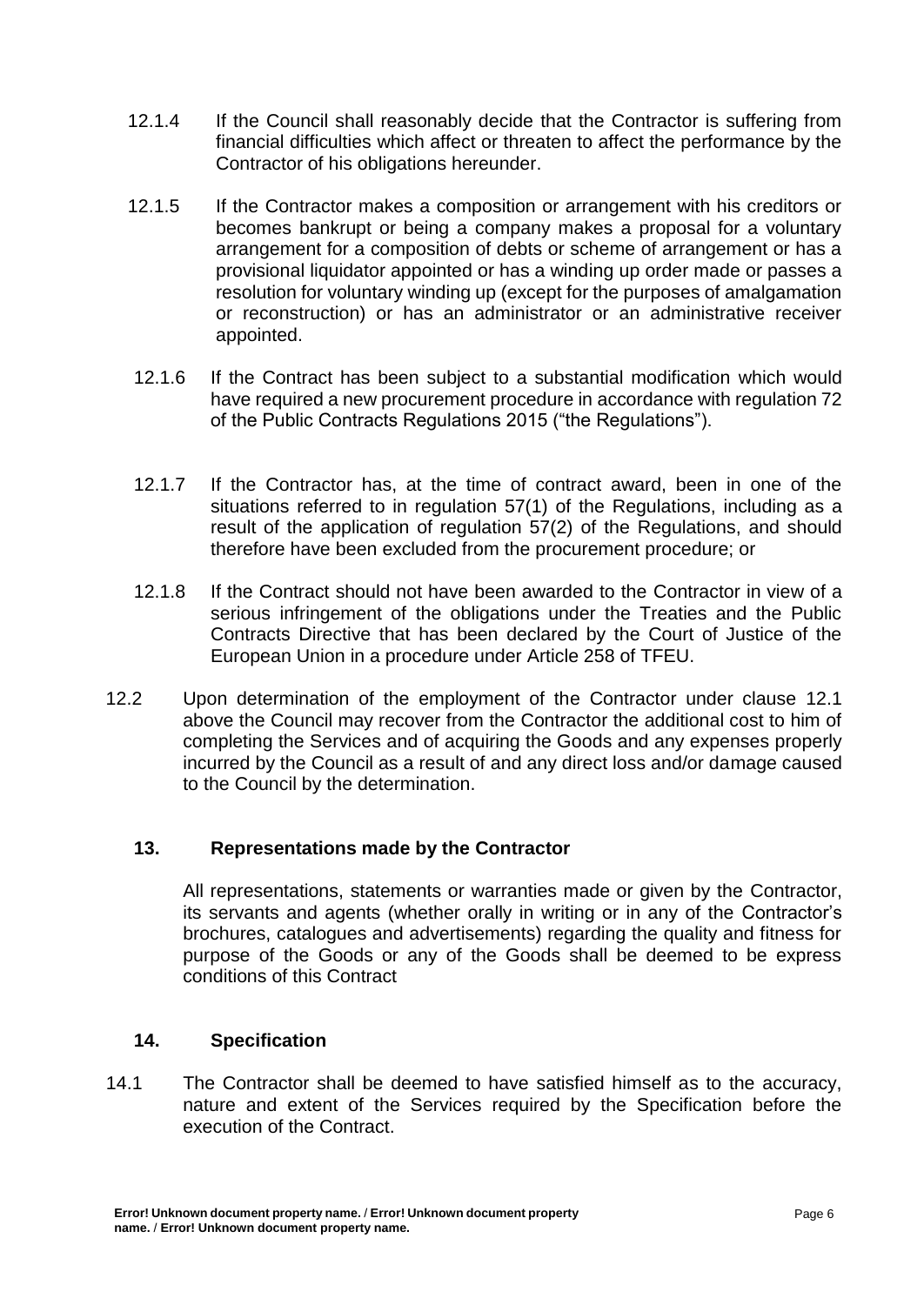12.1.4 If the Council shall reasonably decide that the Contractor is suffering from financial difficulties which affect or threaten to affect the performance by the Contractor of his obligations hereunder.

12.1.5 If the Contractor makes a composition or arrangement with his creditors or becomes bankrupt or being a company makes a proposal for a voluntary arrangement for a composition of debts or scheme of arrangement or has a provisional liquidator appointed or has a winding up order made or passes a resolution for voluntary winding up (except for the purposes of amalgamation or reconstruction) or has an administrator or an administrative receiver appointed.

12.1.6 If the Contract has been subject to a substantial modification which would have required a new procurement procedure in accordance with regulation 72 of the Public Contracts Regulations 2015 ("the Regulations").

12.1.7 If the Contractor has, at the time of contract award, been in one of the situations referred to in regulation 57(1) of the Regulations, including as a result of the application of regulation 57(2) of the Regulations, and should therefore have been excluded from the procurement procedure; or

12.1.8 If the Contract should not have been awarded to the Contractor in view of a serious infringement of the obligations under the Treaties and the Public Contracts Directive that has been declared by the Court of Justice of the European Union in a procedure under Article 258 of TFEU.

12.2 Upon determination of the employment of the Contractor under clause 12.1 above the Council may recover from the Contractor the additional cost to him of completing the Services and of acquiring the Goods and any expenses properly incurred by the Council as a result of and any direct loss and/or damage caused to the Council by the determination.

## 13. Representations made by the Contractor

All representations, statements or warranties made or given by the Contractor, its servants and agents (whether orally in writing or in any of the Contractor's brochures, catalogues and advertisements) regarding the quality and fitness for purpose of the Goods or any of the Goods shall be deemed to be express conditions of this Contract

## 14. Specification

14.1 The Contractor shall be deemed to have satisfied himself as to the accuracy, nature and extent of the Services required by the Specification before the execution of the Contract.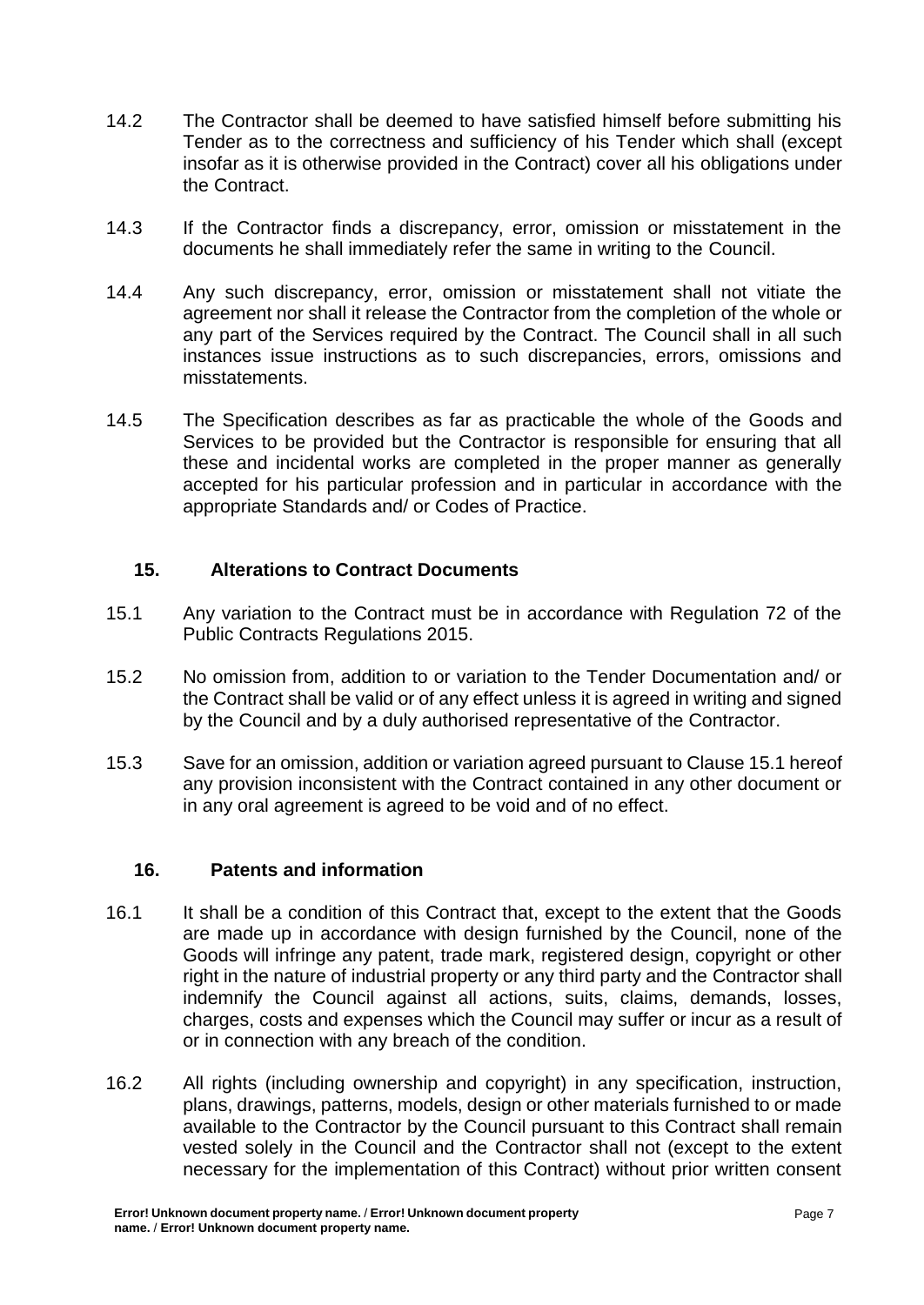14.2 The Contractor shall be deemed to have satisfied himself before submitting his Tender as to the correctness and sufficiency of his Tender which shall (except insofar as it is otherwise provided in the Contract) cover all his obligations under the Contract.

14.3 If the Contractor finds a discrepancy, error, omission or misstatement in the documents he shall immediately refer the same in writing to the Council.

14.4 Any such discrepancy, error, omission or misstatement shall not vitiate the agreement nor shall it release the Contractor from the completion of the whole or any part of the Services required by the Contract. The Council shall in all such instances issue instructions as to such discrepancies, errors, omissions and misstatements.

14.5 The Specification describes as far as practicable the whole of the Goods and Services to be provided but the Contractor is responsible for ensuring that all these and incidental works are completed in the proper manner as generally accepted for his particular profession and in particular in accordance with the appropriate Standards and/ or Codes of Practice.

## 15. Alterations to Contract Documents

15.1 Any variation to the Contract must be in accordance with Regulation 72 of the Public Contracts Regulations 2015.

15.2 No omission from, addition to or variation to the Tender Documentation and/ or the Contract shall be valid or of any effect unless it is agreed in writing and signed by the Council and by a duly authorised representative of the Contractor.

15.3 Save for an omission, addition or variation agreed pursuant to Clause 15.1 hereof any provision inconsistent with the Contract contained in any other document or in any oral agreement is agreed to be void and of no effect.

## 16. Patents and information

16.1 It shall be a condition of this Contract that, except to the extent that the Goods are made up in accordance with design furnished by the Council, none of the Goods will infringe any patent, trade mark, registered design, copyright or other right in the nature of industrial property or any third party and the Contractor shall indemnify the Council against all actions, suits, claims, demands, losses, charges, costs and expenses which the Council may suffer or incur as a result of or in connection with any breach of the condition.

16.2 All rights (including ownership and copyright) in any specification, instruction, plans, drawings, patterns, models, design or other materials furnished to or made available to the Contractor by the Council pursuant to this Contract shall remain vested solely in the Council and the Contractor shall not (except to the extent necessary for the implementation of this Contract) without prior written consent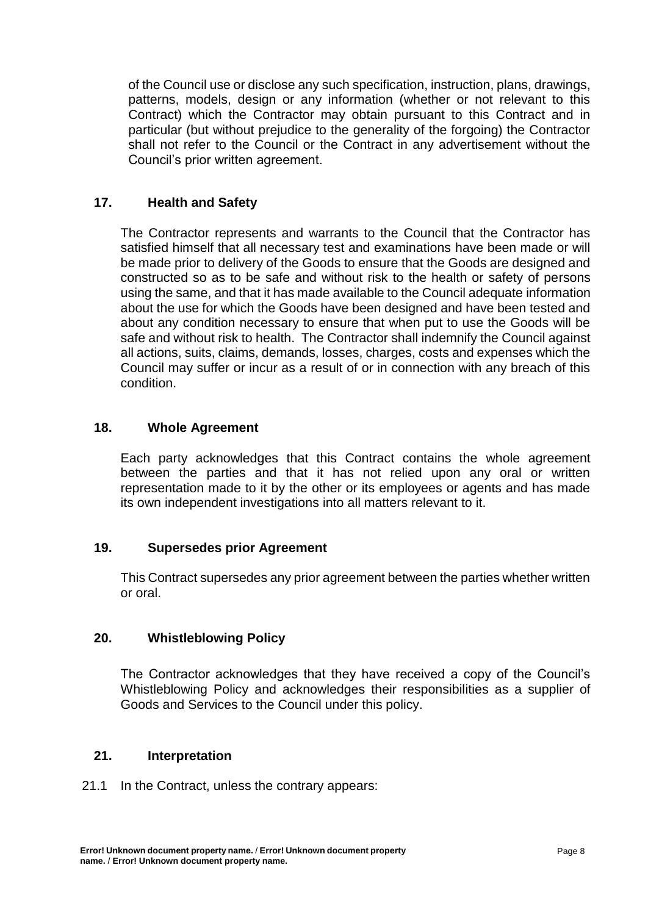of the Council use or disclose any such specification, instruction, plans, drawings, patterns, models, design or any information (whether or not relevant to this Contract) which the Contractor may obtain pursuant to this Contract and in particular (but without prejudice to the generality of the forgoing) the Contractor shall not refer to the Council or the Contract in any advertisement without the Council's prior written agreement.

## 17. Health and Safety

The Contractor represents and warrants to the Council that the Contractor has satisfied himself that all necessary test and examinations have been made or will be made prior to delivery of the Goods to ensure that the Goods are designed and constructed so as to be safe and without risk to the health or safety of persons using the same, and that it has made available to the Council adequate information about the use for which the Goods have been designed and have been tested and about any condition necessary to ensure that when put to use the Goods will be safe and without risk to health. The Contractor shall indemnify the Council against all actions, suits, claims, demands, losses, charges, costs and expenses which the Council may suffer or incur as a result of or in connection with any breach of this condition.

## 18. Whole Agreement

Each party acknowledges that this Contract contains the whole agreement between the parties and that it has not relied upon any oral or written representation made to it by the other or its employees or agents and has made its own independent investigations into all matters relevant to it.

## 19. Supersedes prior Agreement

This Contract supersedes any prior agreement between the parties whether written or oral.

## 20. Whistleblowing Policy

The Contractor acknowledges that they have received a copy of the Council's Whistleblowing Policy and acknowledges their responsibilities as a supplier of Goods and Services to the Council under this policy.

## 21. Interpretation

21.1 In the Contract, unless the contrary appears: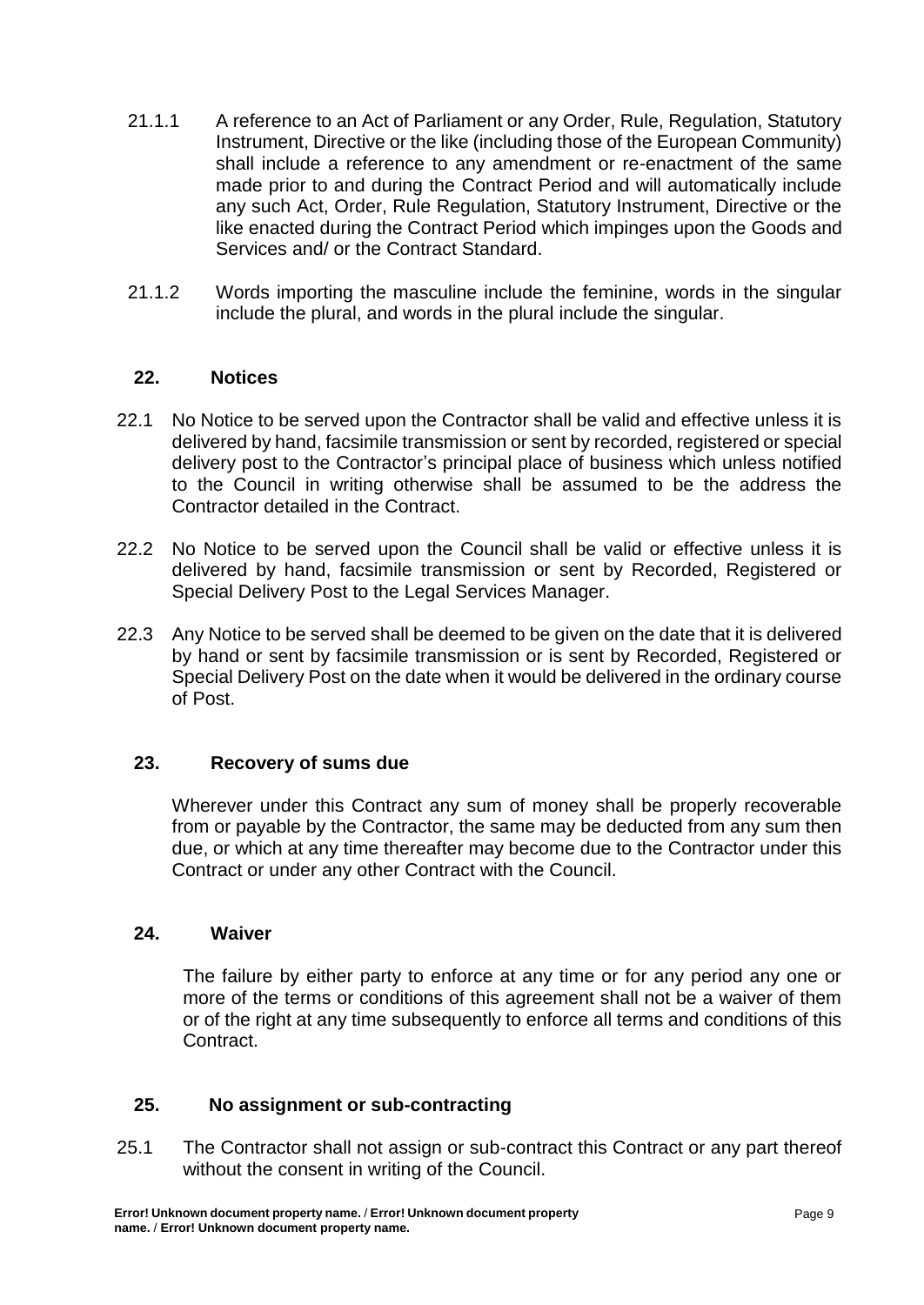21.1.1 A reference to an Act of Parliament or any Order, Rule, Regulation, Statutory Instrument, Directive or the like (including those of the European Community) shall include a reference to any amendment or re-enactment of the same made prior to and during the Contract Period and will automatically include any such Act, Order, Rule Regulation, Statutory Instrument, Directive or the like enacted during the Contract Period which impinges upon the Goods and Services and/ or the Contract Standard.

21.1.2 Words importing the masculine include the feminine, words in the singular include the plural, and words in the plural include the singular.

## 22. Notices

22.1 No Notice to be served upon the Contractor shall be valid and effective unless it is delivered by hand, facsimile transmission or sent by recorded, registered or special delivery post to the Contractor's principal place of business which unless notified to the Council in writing otherwise shall be assumed to be the address the Contractor detailed in the Contract.

22.2 No Notice to be served upon the Council shall be valid or effective unless it is delivered by hand, facsimile transmission or sent by Recorded, Registered or Special Delivery Post to the Legal Services Manager.

22.3 Any Notice to be served shall be deemed to be given on the date that it is delivered by hand or sent by facsimile transmission or is sent by Recorded, Registered or Special Delivery Post on the date when it would be delivered in the ordinary course of Post.

## 23. Recovery of sums due

Wherever under this Contract any sum of money shall be properly recoverable from or payable by the Contractor, the same may be deducted from any sum then due, or which at any time thereafter may become due to the Contractor under this Contract or under any other Contract with the Council.

## 24. Waiver

The failure by either party to enforce at any time or for any period any one or more of the terms or conditions of this agreement shall not be a waiver of them or of the right at any time subsequently to enforce all terms and conditions of this Contract.

## 25. No assignment or sub-contracting

25.1 The Contractor shall not assign or sub-contract this Contract or any part thereof without the consent in writing of the Council.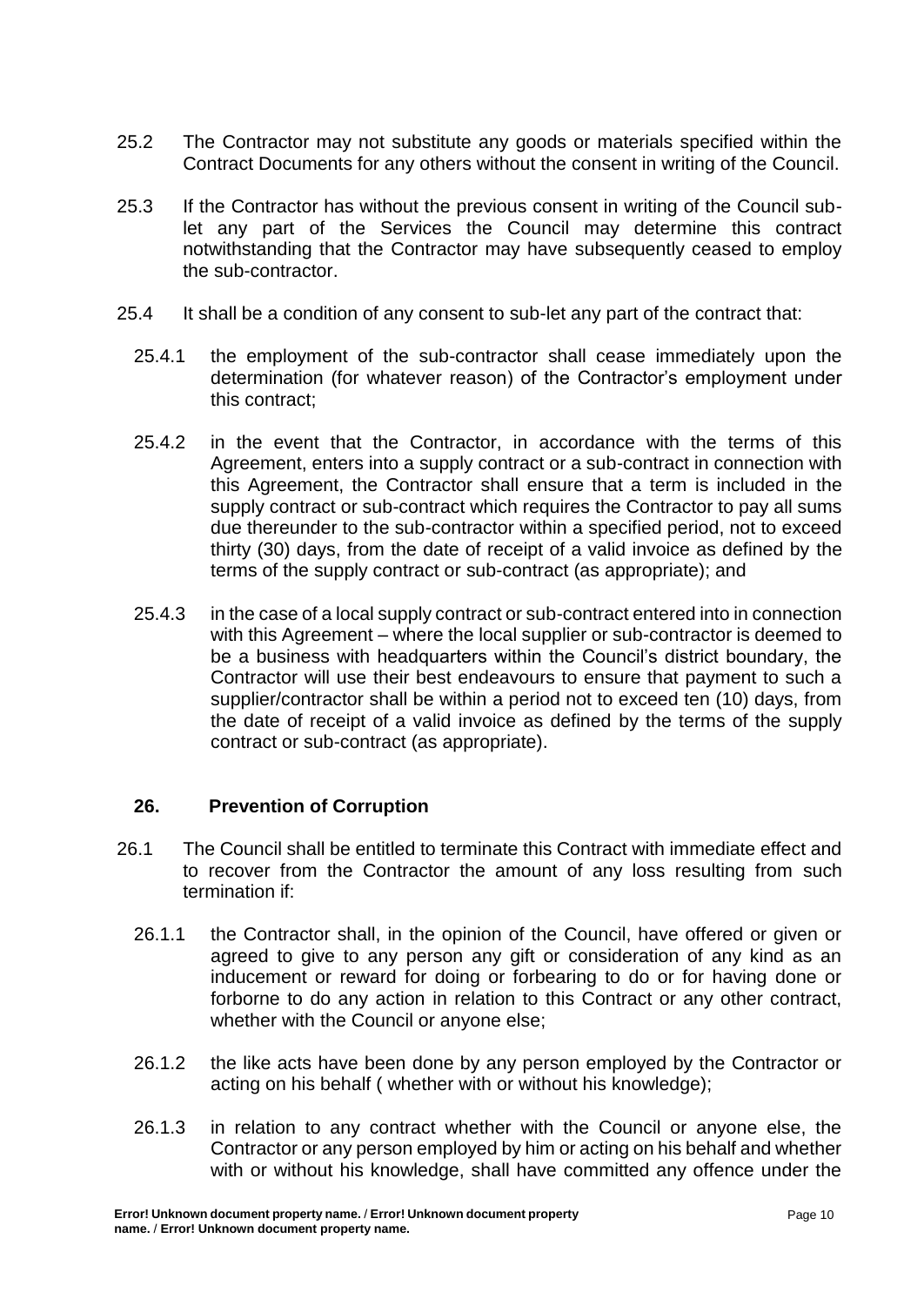25.2 The Contractor may not substitute any goods or materials specified within the Contract Documents for any others without the consent in writing of the Council.

25.3 If the Contractor has without the previous consent in writing of the Council sub-let any part of the Services the Council may determine this contract notwithstanding that the Contractor may have subsequently ceased to employ the sub-contractor.

25.4 It shall be a condition of any consent to sub-let any part of the contract that:

25.4.1 the employment of the sub-contractor shall cease immediately upon the determination (for whatever reason) of the Contractor's employment under this contract;

25.4.2 in the event that the Contractor, in accordance with the terms of this Agreement, enters into a supply contract or a sub-contract in connection with this Agreement, the Contractor shall ensure that a term is included in the supply contract or sub-contract which requires the Contractor to pay all sums due thereunder to the sub-contractor within a specified period, not to exceed thirty (30) days, from the date of receipt of a valid invoice as defined by the terms of the supply contract or sub-contract (as appropriate); and

25.4.3 in the case of a local supply contract or sub-contract entered into in connection with this Agreement – where the local supplier or sub-contractor is deemed to be a business with headquarters within the Council's district boundary, the Contractor will use their best endeavours to ensure that payment to such a supplier/contractor shall be within a period not to exceed ten (10) days, from the date of receipt of a valid invoice as defined by the terms of the supply contract or sub-contract (as appropriate).

## 26. Prevention of Corruption

26.1 The Council shall be entitled to terminate this Contract with immediate effect and to recover from the Contractor the amount of any loss resulting from such termination if:

26.1.1 the Contractor shall, in the opinion of the Council, have offered or given or agreed to give to any person any gift or consideration of any kind as an inducement or reward for doing or forbearing to do or for having done or forborne to do any action in relation to this Contract or any other contract, whether with the Council or anyone else;

26.1.2 the like acts have been done by any person employed by the Contractor or acting on his behalf ( whether with or without his knowledge);

26.1.3 in relation to any contract whether with the Council or anyone else, the Contractor or any person employed by him or acting on his behalf and whether with or without his knowledge, shall have committed any offence under the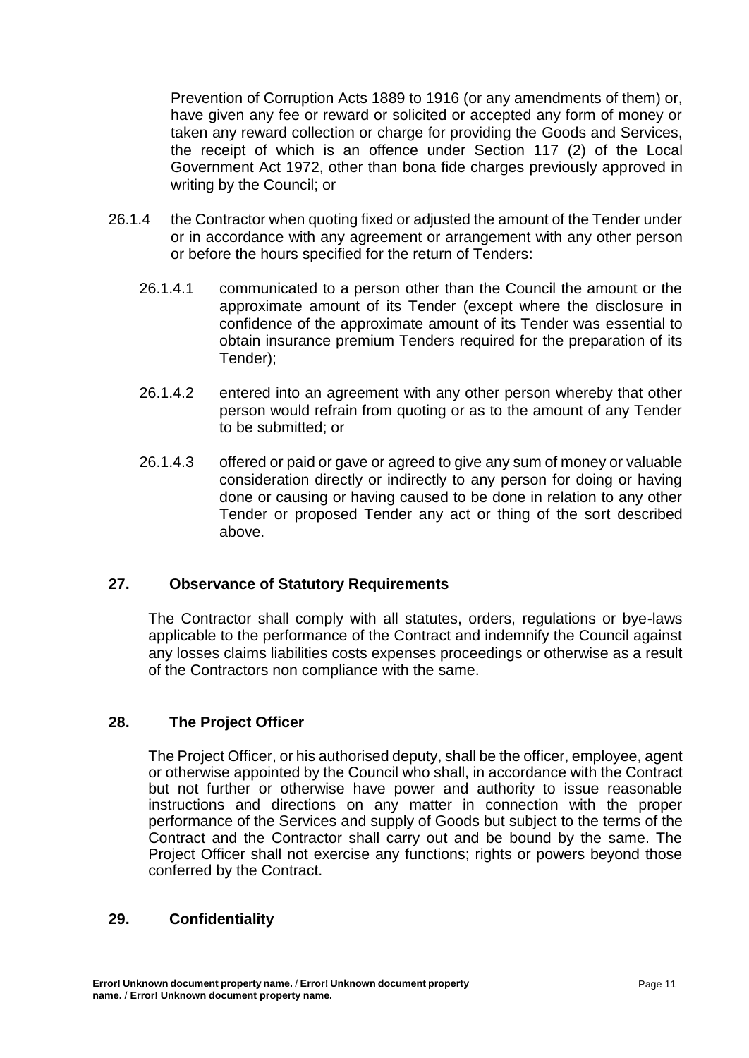Prevention of Corruption Acts 1889 to 1916 (or any amendments of them) or, have given any fee or reward or solicited or accepted any form of money or taken any reward collection or charge for providing the Goods and Services, the receipt of which is an offence under Section 117 (2) of the Local Government Act 1972, other than bona fide charges previously approved in writing by the Council; or

26.1.4 the Contractor when quoting fixed or adjusted the amount of the Tender under or in accordance with any agreement or arrangement with any other person or before the hours specified for the return of Tenders:

26.1.4.1 communicated to a person other than the Council the amount or the approximate amount of its Tender (except where the disclosure in confidence of the approximate amount of its Tender was essential to obtain insurance premium Tenders required for the preparation of its Tender);

26.1.4.2 entered into an agreement with any other person whereby that other person would refrain from quoting or as to the amount of any Tender to be submitted; or

26.1.4.3 offered or paid or gave or agreed to give any sum of money or valuable consideration directly or indirectly to any person for doing or having done or causing or having caused to be done in relation to any other Tender or proposed Tender any act or thing of the sort described above.

## 27. Observance of Statutory Requirements

The Contractor shall comply with all statutes, orders, regulations or bye-laws applicable to the performance of the Contract and indemnify the Council against any losses claims liabilities costs expenses proceedings or otherwise as a result of the Contractors non compliance with the same.

## 28. The Project Officer

The Project Officer, or his authorised deputy, shall be the officer, employee, agent or otherwise appointed by the Council who shall, in accordance with the Contract but not further or otherwise have power and authority to issue reasonable instructions and directions on any matter in connection with the proper performance of the Services and supply of Goods but subject to the terms of the Contract and the Contractor shall carry out and be bound by the same. The Project Officer shall not exercise any functions; rights or powers beyond those conferred by the Contract.

## 29. Confidentiality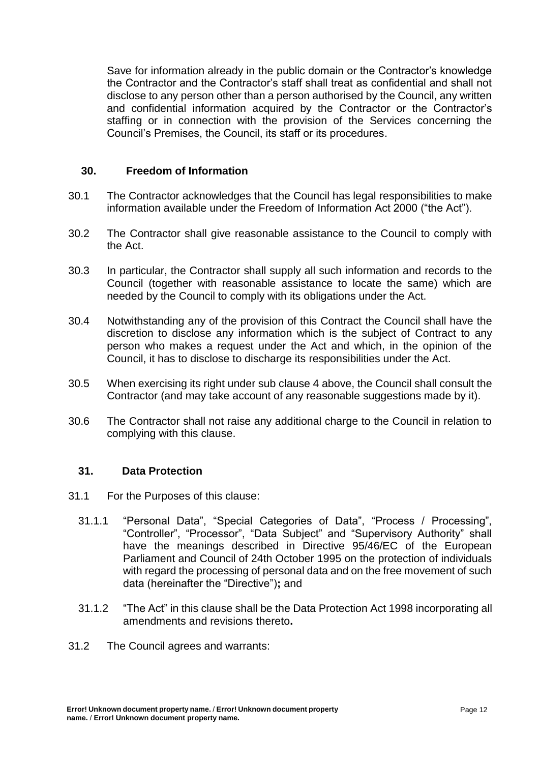Save for information already in the public domain or the Contractor's knowledge the Contractor and the Contractor's staff shall treat as confidential and shall not disclose to any person other than a person authorised by the Council, any written and confidential information acquired by the Contractor or the Contractor's staffing or in connection with the provision of the Services concerning the Council's Premises, the Council, its staff or its procedures.

## 30. Freedom of Information

30.1 The Contractor acknowledges that the Council has legal responsibilities to make information available under the Freedom of Information Act 2000 ("the Act").

30.2 The Contractor shall give reasonable assistance to the Council to comply with the Act.

30.3 In particular, the Contractor shall supply all such information and records to the Council (together with reasonable assistance to locate the same) which are needed by the Council to comply with its obligations under the Act.

30.4 Notwithstanding any of the provision of this Contract the Council shall have the discretion to disclose any information which is the subject of Contract to any person who makes a request under the Act and which, in the opinion of the Council, it has to disclose to discharge its responsibilities under the Act.

30.5 When exercising its right under sub clause 4 above, the Council shall consult the Contractor (and may take account of any reasonable suggestions made by it).

30.6 The Contractor shall not raise any additional charge to the Council in relation to complying with this clause.

## 31. Data Protection

31.1 For the Purposes of this clause:

31.1.1 "Personal Data", "Special Categories of Data", "Process / Processing", "Controller", "Processor", "Data Subject" and "Supervisory Authority" shall have the meanings described in Directive 95/46/EC of the European Parliament and Council of 24th October 1995 on the protection of individuals with regard the processing of personal data and on the free movement of such data (hereinafter the "Directive")**;** and

31.1.2 "The Act" in this clause shall be the Data Protection Act 1998 incorporating all amendments and revisions thereto**.**

31.2 The Council agrees and warrants: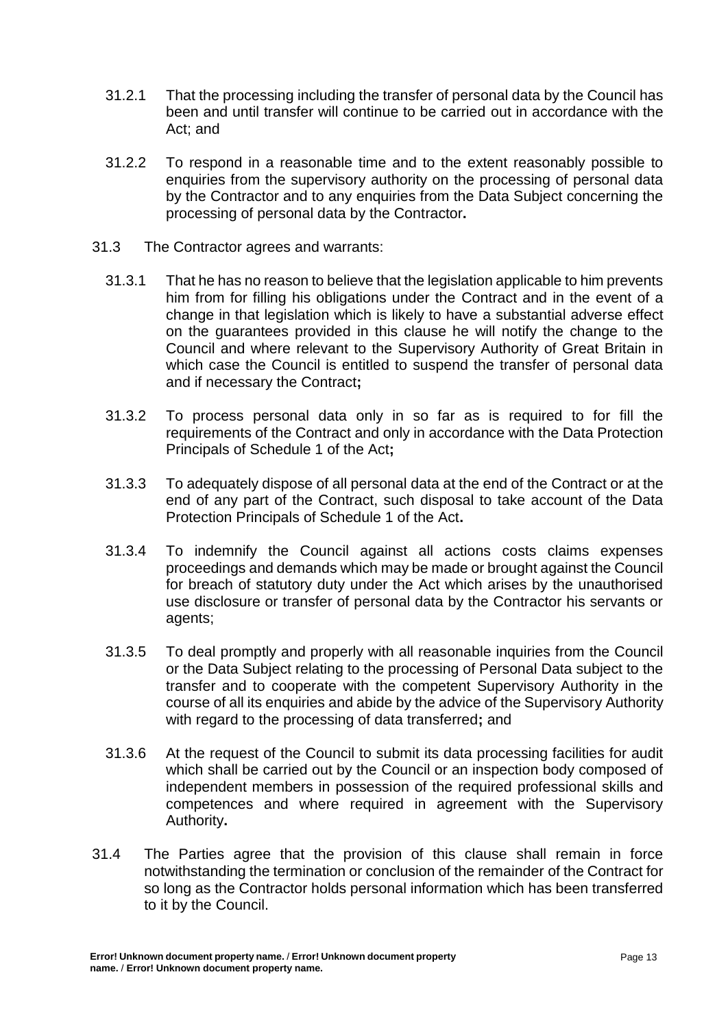31.2.1 That the processing including the transfer of personal data by the Council has been and until transfer will continue to be carried out in accordance with the Act; and

31.2.2 To respond in a reasonable time and to the extent reasonably possible to enquiries from the supervisory authority on the processing of personal data by the Contractor and to any enquiries from the Data Subject concerning the processing of personal data by the Contractor**.**

31.3 The Contractor agrees and warrants:

31.3.1 That he has no reason to believe that the legislation applicable to him prevents him from for filling his obligations under the Contract and in the event of a change in that legislation which is likely to have a substantial adverse effect on the guarantees provided in this clause he will notify the change to the Council and where relevant to the Supervisory Authority of Great Britain in which case the Council is entitled to suspend the transfer of personal data and if necessary the Contract**;**

31.3.2 To process personal data only in so far as is required to for fill the requirements of the Contract and only in accordance with the Data Protection Principals of Schedule 1 of the Act**;**

31.3.3 To adequately dispose of all personal data at the end of the Contract or at the end of any part of the Contract, such disposal to take account of the Data Protection Principals of Schedule 1 of the Act**.**

31.3.4 To indemnify the Council against all actions costs claims expenses proceedings and demands which may be made or brought against the Council for breach of statutory duty under the Act which arises by the unauthorised use disclosure or transfer of personal data by the Contractor his servants or agents;

31.3.5 To deal promptly and properly with all reasonable inquiries from the Council or the Data Subject relating to the processing of Personal Data subject to the transfer and to cooperate with the competent Supervisory Authority in the course of all its enquiries and abide by the advice of the Supervisory Authority with regard to the processing of data transferred**;** and

31.3.6 At the request of the Council to submit its data processing facilities for audit which shall be carried out by the Council or an inspection body composed of independent members in possession of the required professional skills and competences and where required in agreement with the Supervisory Authority**.**

31.4 The Parties agree that the provision of this clause shall remain in force notwithstanding the termination or conclusion of the remainder of the Contract for so long as the Contractor holds personal information which has been transferred to it by the Council.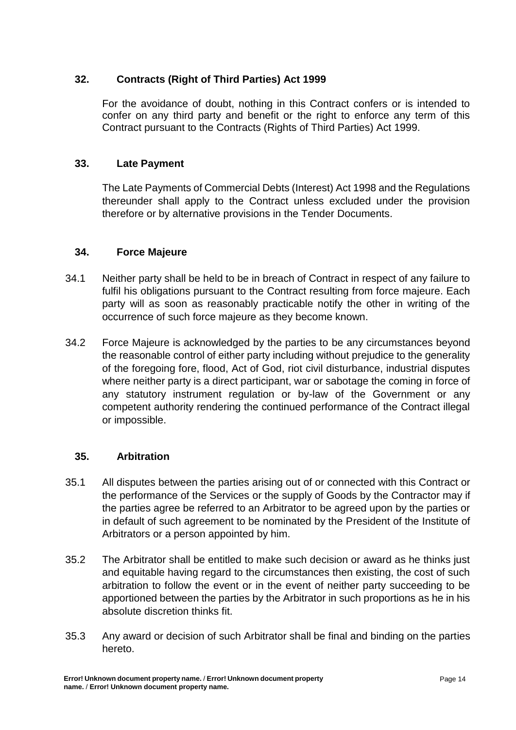## 32. Contracts (Right of Third Parties) Act 1999

For the avoidance of doubt, nothing in this Contract confers or is intended to confer on any third party and benefit or the right to enforce any term of this Contract pursuant to the Contracts (Rights of Third Parties) Act 1999.

## 33. Late Payment

The Late Payments of Commercial Debts (Interest) Act 1998 and the Regulations thereunder shall apply to the Contract unless excluded under the provision therefore or by alternative provisions in the Tender Documents.

## 34. Force Majeure

34.1 Neither party shall be held to be in breach of Contract in respect of any failure to fulfil his obligations pursuant to the Contract resulting from force majeure. Each party will as soon as reasonably practicable notify the other in writing of the occurrence of such force majeure as they become known.

34.2 Force Majeure is acknowledged by the parties to be any circumstances beyond the reasonable control of either party including without prejudice to the generality of the foregoing fore, flood, Act of God, riot civil disturbance, industrial disputes where neither party is a direct participant, war or sabotage the coming in force of any statutory instrument regulation or by-law of the Government or any competent authority rendering the continued performance of the Contract illegal or impossible.

## 35. Arbitration

35.1 All disputes between the parties arising out of or connected with this Contract or the performance of the Services or the supply of Goods by the Contractor may if the parties agree be referred to an Arbitrator to be agreed upon by the parties or in default of such agreement to be nominated by the President of the Institute of Arbitrators or a person appointed by him.

35.2 The Arbitrator shall be entitled to make such decision or award as he thinks just and equitable having regard to the circumstances then existing, the cost of such arbitration to follow the event or in the event of neither party succeeding to be apportioned between the parties by the Arbitrator in such proportions as he in his absolute discretion thinks fit.

35.3 Any award or decision of such Arbitrator shall be final and binding on the parties hereto.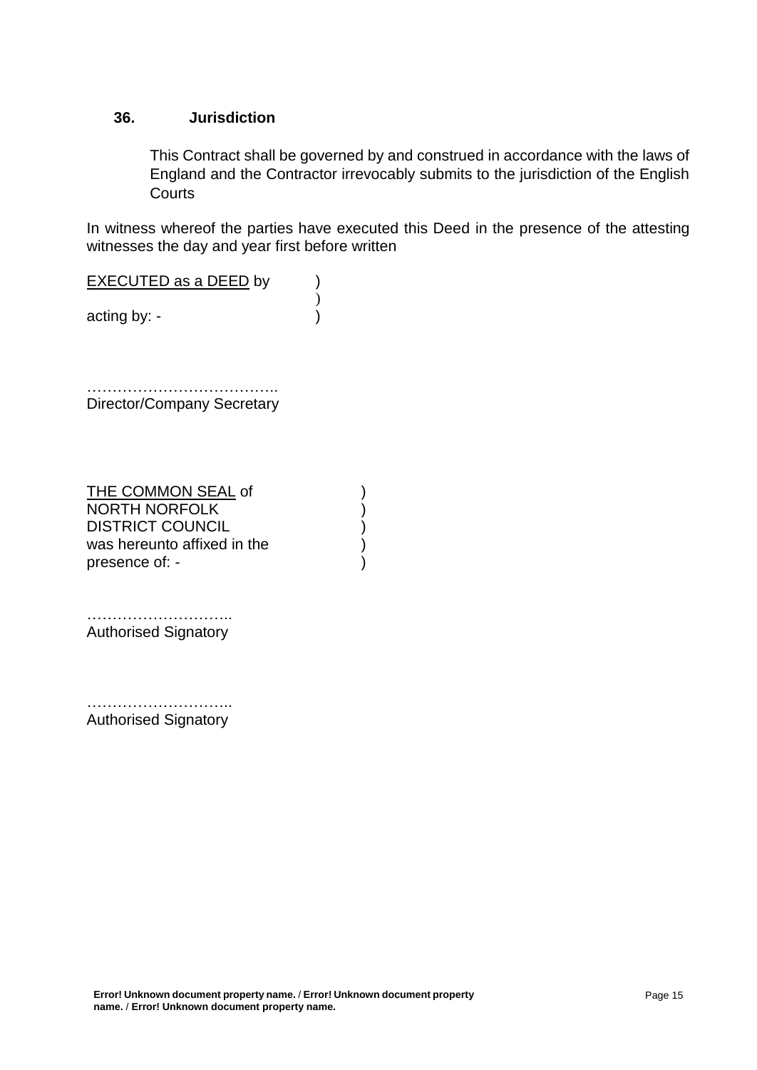## 36. Jurisdiction

This Contract shall be governed by and construed in accordance with the laws of England and the Contractor irrevocably submits to the jurisdiction of the English Courts

In witness whereof the parties have executed this Deed in the presence of the attesting witnesses the day and year first before written

EXECUTED as a DEED by )
)
acting by: - )

………………………………..
Director/Company Secretary

THE COMMON SEAL of )
NORTH NORFOLK )
DISTRICT COUNCIL )
was hereunto affixed in the )
presence of: - )

………………………..
Authorised Signatory

………………………..
Authorised Signatory

**Error! Unknown document property name. / Error! Unknown document property name. / Error! Unknown document property name.**